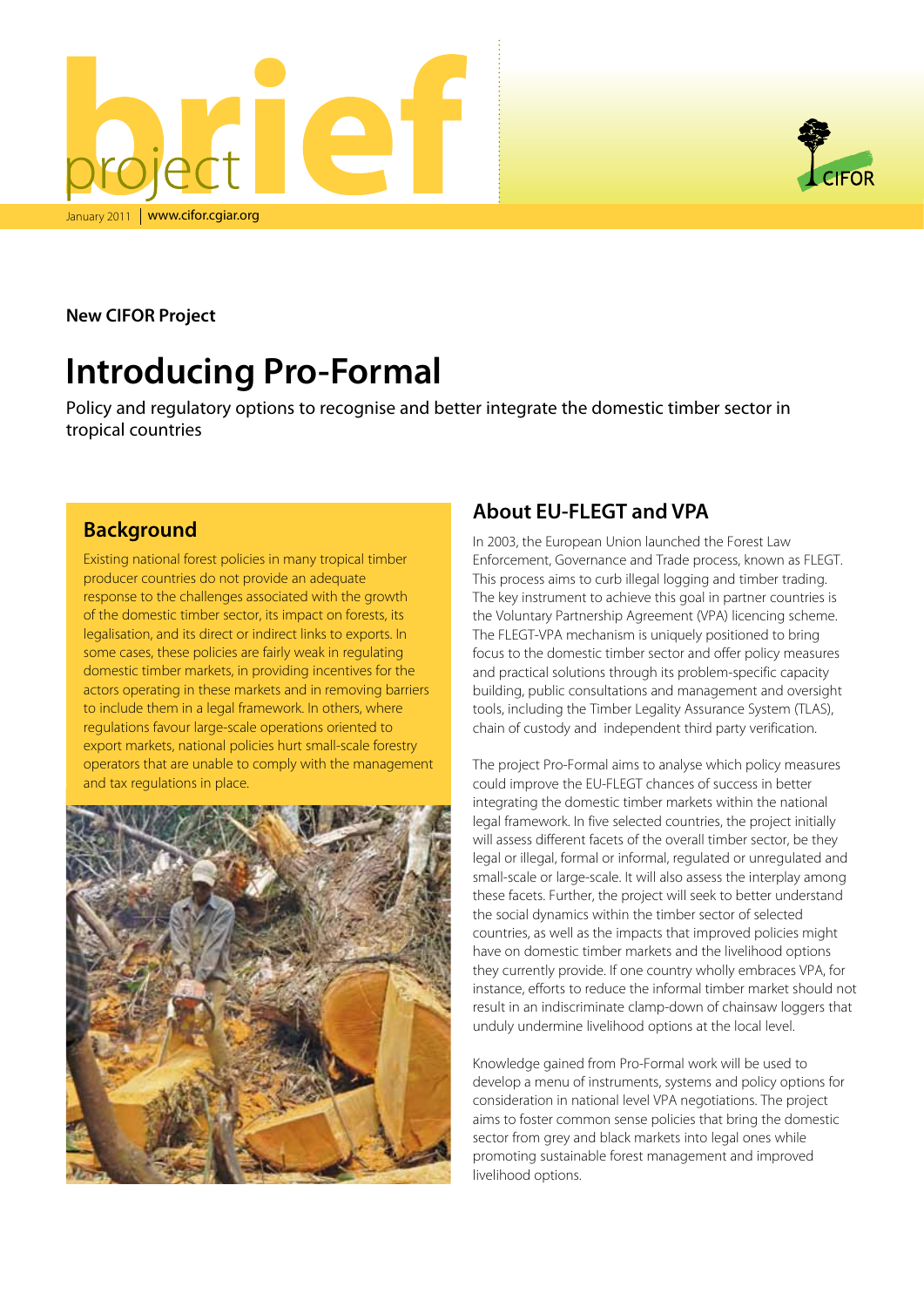project brief

January 2011 | www.cifor.cgiar.org

**New CIFOR Project**

# Introducing Pro-Formal

Policy and regulatory options to recognise and better integrate the domestic timber sector in tropical countries

## Background

Existing national forest policies in many tropical timber producer countries do not provide an adequate response to the challenges associated with the growth of the domestic timber sector, its impact on forests, its legalisation, and its direct or indirect links to exports. In some cases, these policies are fairly weak in regulating domestic timber markets, in providing incentives for the actors operating in these markets and in removing barriers to include them in a legal framework. In others, where regulations favour large-scale operations oriented to export markets, national policies hurt small-scale forestry operators that are unable to comply with the management and tax regulations in place.

## About EU-FLEGT and VPA

In 2003, the European Union launched the Forest Law Enforcement, Governance and Trade process, known as FLEGT. This process aims to curb illegal logging and timber trading. The key instrument to achieve this goal in partner countries is the Voluntary Partnership Agreement (VPA) licencing scheme. The FLEGT-VPA mechanism is uniquely positioned to bring focus to the domestic timber sector and offer policy measures and practical solutions through its problem-specific capacity building, public consultations and management and oversight tools, including the Timber Legality Assurance System (TLAS), chain of custody and independent third party verification.

The project Pro-Formal aims to analyse which policy measures could improve the EU-FLEGT chances of success in better integrating the domestic timber markets within the national legal framework. In five selected countries, the project initially will assess different facets of the overall timber sector, be they legal or illegal, formal or informal, regulated or unregulated and small-scale or large-scale. It will also assess the interplay among these facets. Further, the project will seek to better understand the social dynamics within the timber sector of selected countries, as well as the impacts that improved policies might have on domestic timber markets and the livelihood options they currently provide. If one country wholly embraces VPA, for instance, efforts to reduce the informal timber market should not result in an indiscriminate clamp-down of chainsaw loggers that unduly undermine livelihood options at the local level.

Knowledge gained from Pro-Formal work will be used to develop a menu of instruments, systems and policy options for consideration in national level VPA negotiations. The project aims to foster common sense policies that bring the domestic sector from grey and black markets into legal ones while promoting sustainable forest management and improved livelihood options.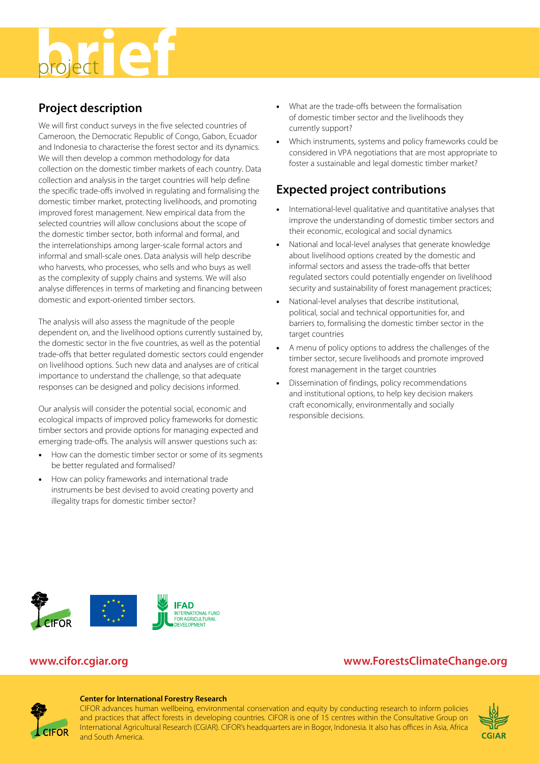# project brief

## Project description

We will first conduct surveys in the five selected countries of Cameroon, the Democratic Republic of Congo, Gabon, Ecuador and Indonesia to characterise the forest sector and its dynamics. We will then develop a common methodology for data collection on the domestic timber markets of each country. Data collection and analysis in the target countries will help define the specific trade-offs involved in regulating and formalising the domestic timber market, protecting livelihoods, and promoting improved forest management. New empirical data from the selected countries will allow conclusions about the scope of the domestic timber sector, both informal and formal, and the interrelationships among larger-scale formal actors and informal and small-scale ones. Data analysis will help describe who harvests, who processes, who sells and who buys as well as the complexity of supply chains and systems. We will also analyse differences in terms of marketing and financing between domestic and export-oriented timber sectors.

The analysis will also assess the magnitude of the people dependent on, and the livelihood options currently sustained by, the domestic sector in the five countries, as well as the potential trade-offs that better regulated domestic sectors could engender on livelihood options. Such new data and analyses are of critical importance to understand the challenge, so that adequate responses can be designed and policy decisions informed.

Our analysis will consider the potential social, economic and ecological impacts of improved policy frameworks for domestic timber sectors and provide options for managing expected and emerging trade-offs. The analysis will answer questions such as:

- How can the domestic timber sector or some of its segments be better regulated and formalised?
- How can policy frameworks and international trade instruments be best devised to avoid creating poverty and illegality traps for domestic timber sector?
- What are the trade-offs between the formalisation of domestic timber sector and the livelihoods they currently support?
- Which instruments, systems and policy frameworks could be considered in VPA negotiations that are most appropriate to foster a sustainable and legal domestic timber market?

## Expected project contributions

- International-level qualitative and quantitative analyses that improve the understanding of domestic timber sectors and their economic, ecological and social dynamics
- National and local-level analyses that generate knowledge about livelihood options created by the domestic and informal sectors and assess the trade-offs that better regulated sectors could potentially engender on livelihood security and sustainability of forest management practices;
- National-level analyses that describe institutional, political, social and technical opportunities for, and barriers to, formalising the domestic timber sector in the target countries
- A menu of policy options to address the challenges of the timber sector, secure livelihoods and promote improved forest management in the target countries
- Dissemination of findings, policy recommendations and institutional options, to help key decision makers craft economically, environmentally and socially responsible decisions.

CIFOR

IFAD INTERNATIONAL FUND FOR AGRICULTURAL DEVELOPMENT

www.cifor.cgiar.org

www.ForestsClimateChange.org

**Center for International Forestry Research**

CIFOR advances human wellbeing, environmental conservation and equity by conducting research to inform policies and practices that affect forests in developing countries. CIFOR is one of 15 centres within the Consultative Group on International Agricultural Research (CGIAR). CIFOR's headquarters are in Bogor, Indonesia. It also has offices in Asia, Africa and South America.

CGIAR